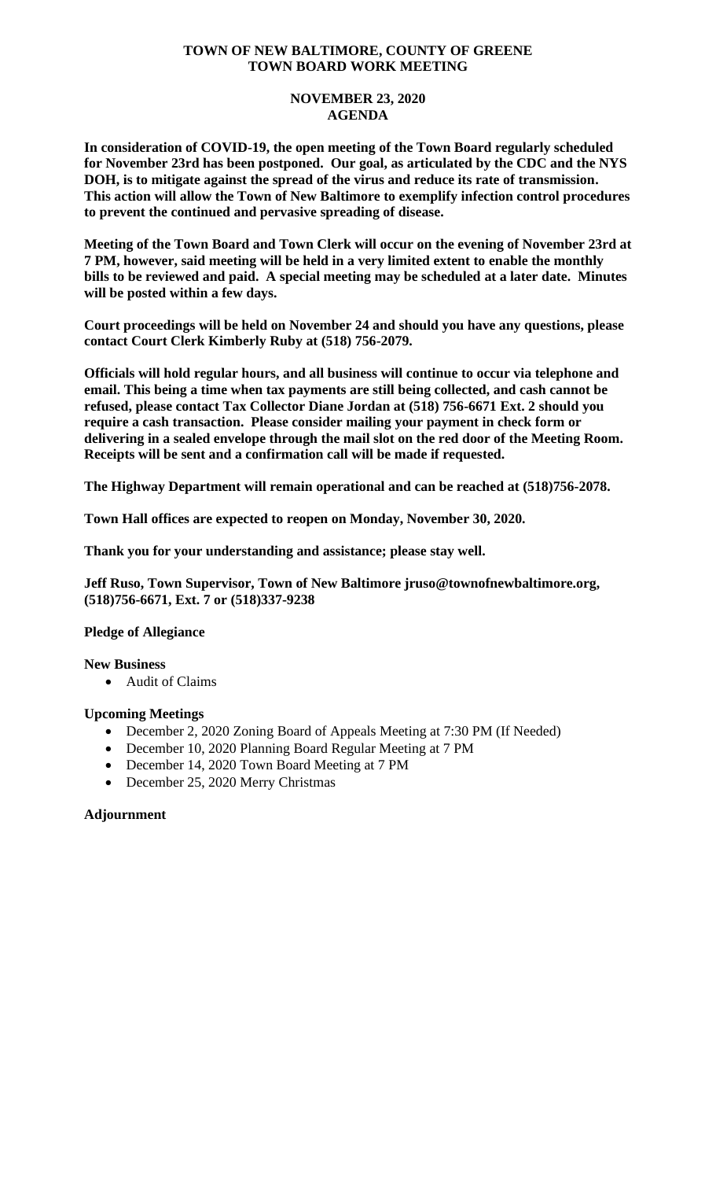# TOWN OF NEW BALTIMORE, COUNTY OF GREENE
# TOWN BOARD WORK MEETING

## NOVEMBER 23, 2020
## AGENDA

**In consideration of COVID-19, the open meeting of the Town Board regularly scheduled for November 23rd has been postponed. Our goal, as articulated by the CDC and the NYS DOH, is to mitigate against the spread of the virus and reduce its rate of transmission. This action will allow the Town of New Baltimore to exemplify infection control procedures to prevent the continued and pervasive spreading of disease.**

**Meeting of the Town Board and Town Clerk will occur on the evening of November 23rd at 7 PM, however, said meeting will be held in a very limited extent to enable the monthly bills to be reviewed and paid. A special meeting may be scheduled at a later date. Minutes will be posted within a few days.**

**Court proceedings will be held on November 24 and should you have any questions, please contact Court Clerk Kimberly Ruby at (518) 756-2079.**

**Officials will hold regular hours, and all business will continue to occur via telephone and email. This being a time when tax payments are still being collected, and cash cannot be refused, please contact Tax Collector Diane Jordan at (518) 756-6671 Ext. 2 should you require a cash transaction. Please consider mailing your payment in check form or delivering in a sealed envelope through the mail slot on the red door of the Meeting Room. Receipts will be sent and a confirmation call will be made if requested.**

**The Highway Department will remain operational and can be reached at (518)756-2078.**

**Town Hall offices are expected to reopen on Monday, November 30, 2020.**

**Thank you for your understanding and assistance; please stay well.**

**Jeff Ruso, Town Supervisor, Town of New Baltimore jruso@townofnewbaltimore.org, (518)756-6671, Ext. 7 or (518)337-9238**

**Pledge of Allegiance**

**New Business**

- Audit of Claims

**Upcoming Meetings**

- December 2, 2020 Zoning Board of Appeals Meeting at 7:30 PM (If Needed)
- December 10, 2020 Planning Board Regular Meeting at 7 PM
- December 14, 2020 Town Board Meeting at 7 PM
- December 25, 2020 Merry Christmas

**Adjournment**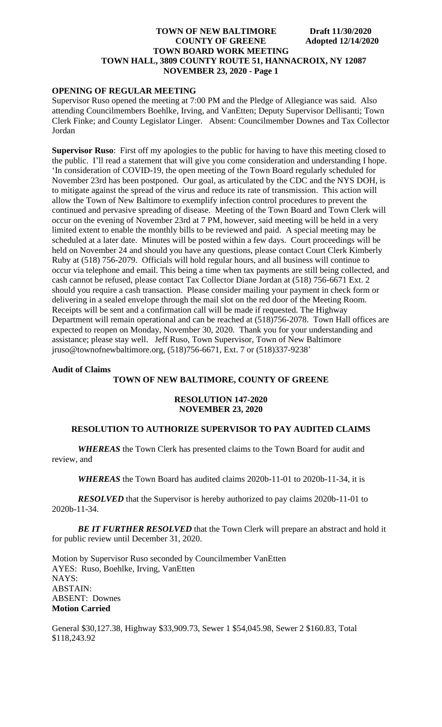**OPENING OF REGULAR MEETING**

Supervisor Ruso opened the meeting at 7:00 PM and the Pledge of Allegiance was said. Also attending Councilmembers Boehlke, Irving, and VanEtten; Deputy Supervisor Dellisanti; Town Clerk Finke; and County Legislator Linger. Absent: Councilmember Downes and Tax Collector Jordan

**Supervisor Ruso**: First off my apologies to the public for having to have this meeting closed to the public. I'll read a statement that will give you come consideration and understanding I hope. 'In consideration of COVID-19, the open meeting of the Town Board regularly scheduled for November 23rd has been postponed. Our goal, as articulated by the CDC and the NYS DOH, is to mitigate against the spread of the virus and reduce its rate of transmission. This action will allow the Town of New Baltimore to exemplify infection control procedures to prevent the continued and pervasive spreading of disease. Meeting of the Town Board and Town Clerk will occur on the evening of November 23rd at 7 PM, however, said meeting will be held in a very limited extent to enable the monthly bills to be reviewed and paid. A special meeting may be scheduled at a later date. Minutes will be posted within a few days. Court proceedings will be held on November 24 and should you have any questions, please contact Court Clerk Kimberly Ruby at (518) 756-2079. Officials will hold regular hours, and all business will continue to occur via telephone and email. This being a time when tax payments are still being collected, and cash cannot be refused, please contact Tax Collector Diane Jordan at (518) 756-6671 Ext. 2 should you require a cash transaction. Please consider mailing your payment in check form or delivering in a sealed envelope through the mail slot on the red door of the Meeting Room. Receipts will be sent and a confirmation call will be made if requested. The Highway Department will remain operational and can be reached at (518)756-2078. Town Hall offices are expected to reopen on Monday, November 30, 2020. Thank you for your understanding and assistance; please stay well. Jeff Ruso, Town Supervisor, Town of New Baltimore jruso@townofnewbaltimore.org, (518)756-6671, Ext. 7 or (518)337-9238'

**Audit of Claims**

**TOWN OF NEW BALTIMORE, COUNTY OF GREENE**

**RESOLUTION 147-2020**
**NOVEMBER 23, 2020**

**RESOLUTION TO AUTHORIZE SUPERVISOR TO PAY AUDITED CLAIMS**

***WHEREAS*** the Town Clerk has presented claims to the Town Board for audit and review, and

***WHEREAS*** the Town Board has audited claims 2020b-11-01 to 2020b-11-34, it is

***RESOLVED*** that the Supervisor is hereby authorized to pay claims 2020b-11-01 to 2020b-11-34.

***BE IT FURTHER RESOLVED*** that the Town Clerk will prepare an abstract and hold it for public review until December 31, 2020.

Motion by Supervisor Ruso seconded by Councilmember VanEtten
AYES: Ruso, Boehlke, Irving, VanEtten
NAYS:
ABSTAIN:
ABSENT: Downes
**Motion Carried**

General $30,127.38, Highway $33,909.73, Sewer 1 $54,045.98, Sewer 2 $160.83, Total $118,243.92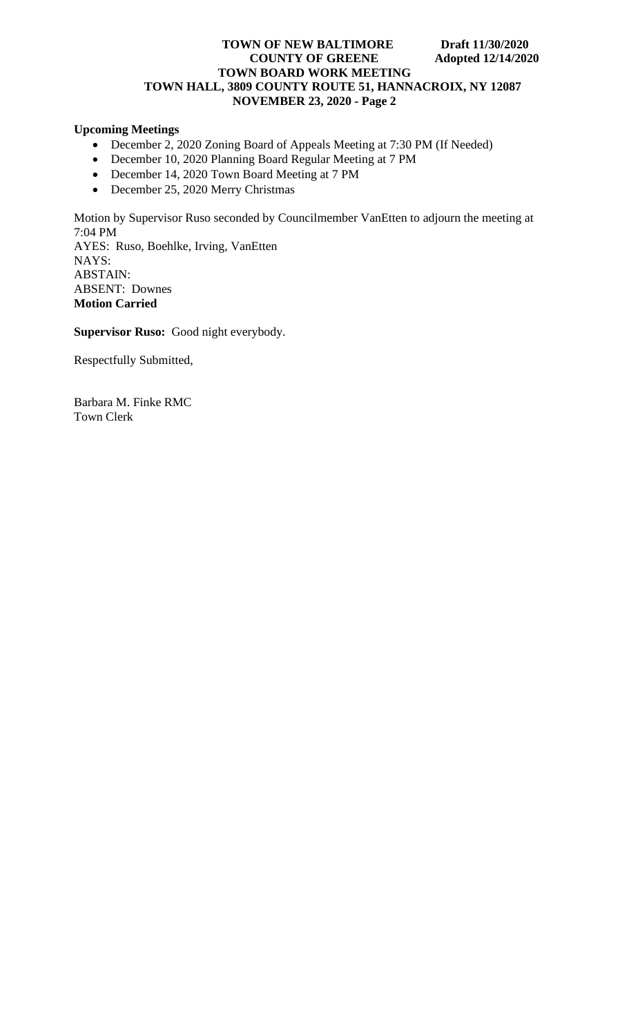**Upcoming Meetings**

- December 2, 2020 Zoning Board of Appeals Meeting at 7:30 PM (If Needed)
- December 10, 2020 Planning Board Regular Meeting at 7 PM
- December 14, 2020 Town Board Meeting at 7 PM
- December 25, 2020 Merry Christmas

Motion by Supervisor Ruso seconded by Councilmember VanEtten to adjourn the meeting at 7:04 PM
AYES: Ruso, Boehlke, Irving, VanEtten
NAYS:
ABSTAIN:
ABSENT: Downes
**Motion Carried**

**Supervisor Ruso:** Good night everybody.

Respectfully Submitted,

Barbara M. Finke RMC
Town Clerk